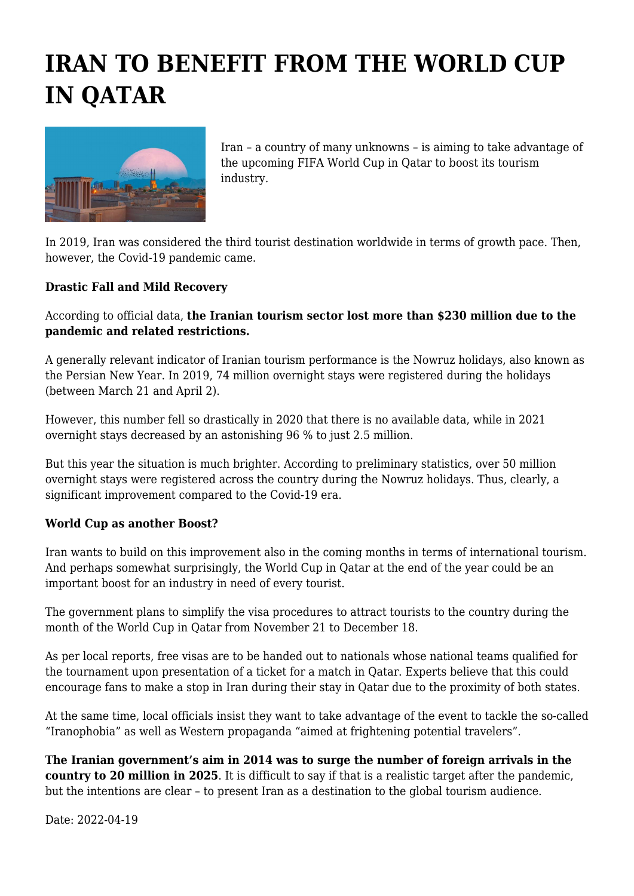# IRAN TO BENEFIT FROM THE WORLD CUP IN QATAR

Iran – a country of many unknowns – is aiming to take advantage of the upcoming FIFA World Cup in Qatar to boost its tourism industry.

In 2019, Iran was considered the third tourist destination worldwide in terms of growth pace. Then, however, the Covid-19 pandemic came.

**Drastic Fall and Mild Recovery**

According to official data, **the Iranian tourism sector lost more than $230 million due to the pandemic and related restrictions.**

A generally relevant indicator of Iranian tourism performance is the Nowruz holidays, also known as the Persian New Year. In 2019, 74 million overnight stays were registered during the holidays (between March 21 and April 2).

However, this number fell so drastically in 2020 that there is no available data, while in 2021 overnight stays decreased by an astonishing 96 % to just 2.5 million.

But this year the situation is much brighter. According to preliminary statistics, over 50 million overnight stays were registered across the country during the Nowruz holidays. Thus, clearly, a significant improvement compared to the Covid-19 era.

**World Cup as another Boost?**

Iran wants to build on this improvement also in the coming months in terms of international tourism. And perhaps somewhat surprisingly, the World Cup in Qatar at the end of the year could be an important boost for an industry in need of every tourist.

The government plans to simplify the visa procedures to attract tourists to the country during the month of the World Cup in Qatar from November 21 to December 18.

As per local reports, free visas are to be handed out to nationals whose national teams qualified for the tournament upon presentation of a ticket for a match in Qatar. Experts believe that this could encourage fans to make a stop in Iran during their stay in Qatar due to the proximity of both states.

At the same time, local officials insist they want to take advantage of the event to tackle the so-called "Iranophobia" as well as Western propaganda "aimed at frightening potential travelers".

**The Iranian government's aim in 2014 was to surge the number of foreign arrivals in the country to 20 million in 2025**. It is difficult to say if that is a realistic target after the pandemic, but the intentions are clear – to present Iran as a destination to the global tourism audience.

Date: 2022-04-19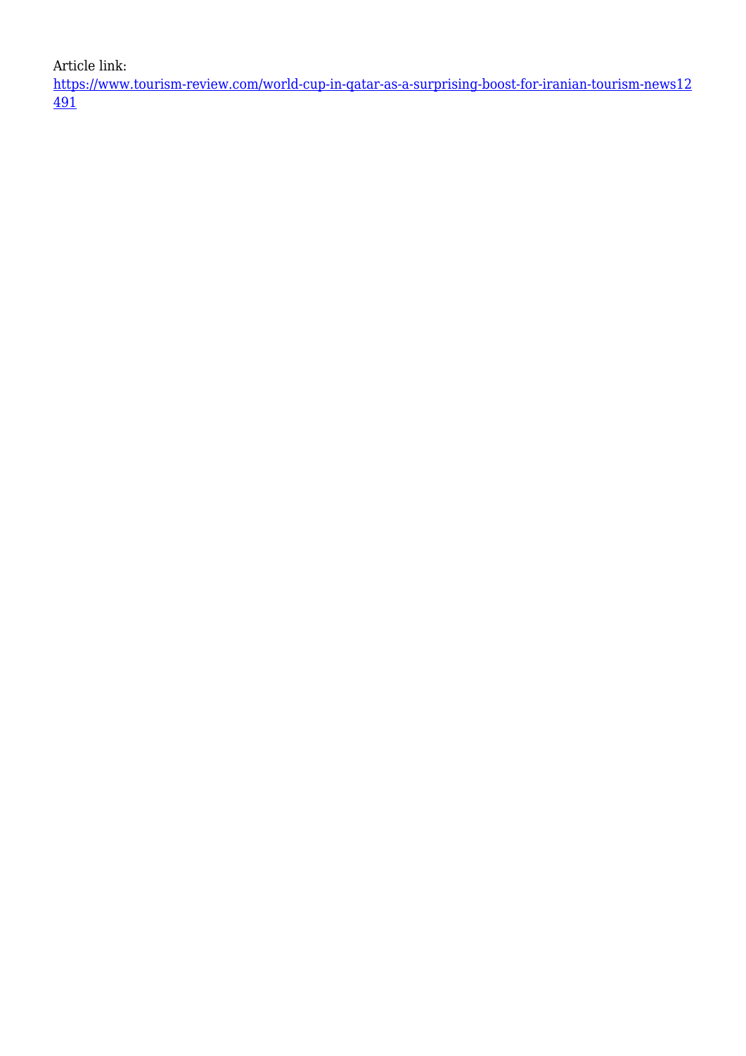Article link:
https://www.tourism-review.com/world-cup-in-qatar-as-a-surprising-boost-for-iranian-tourism-news12491